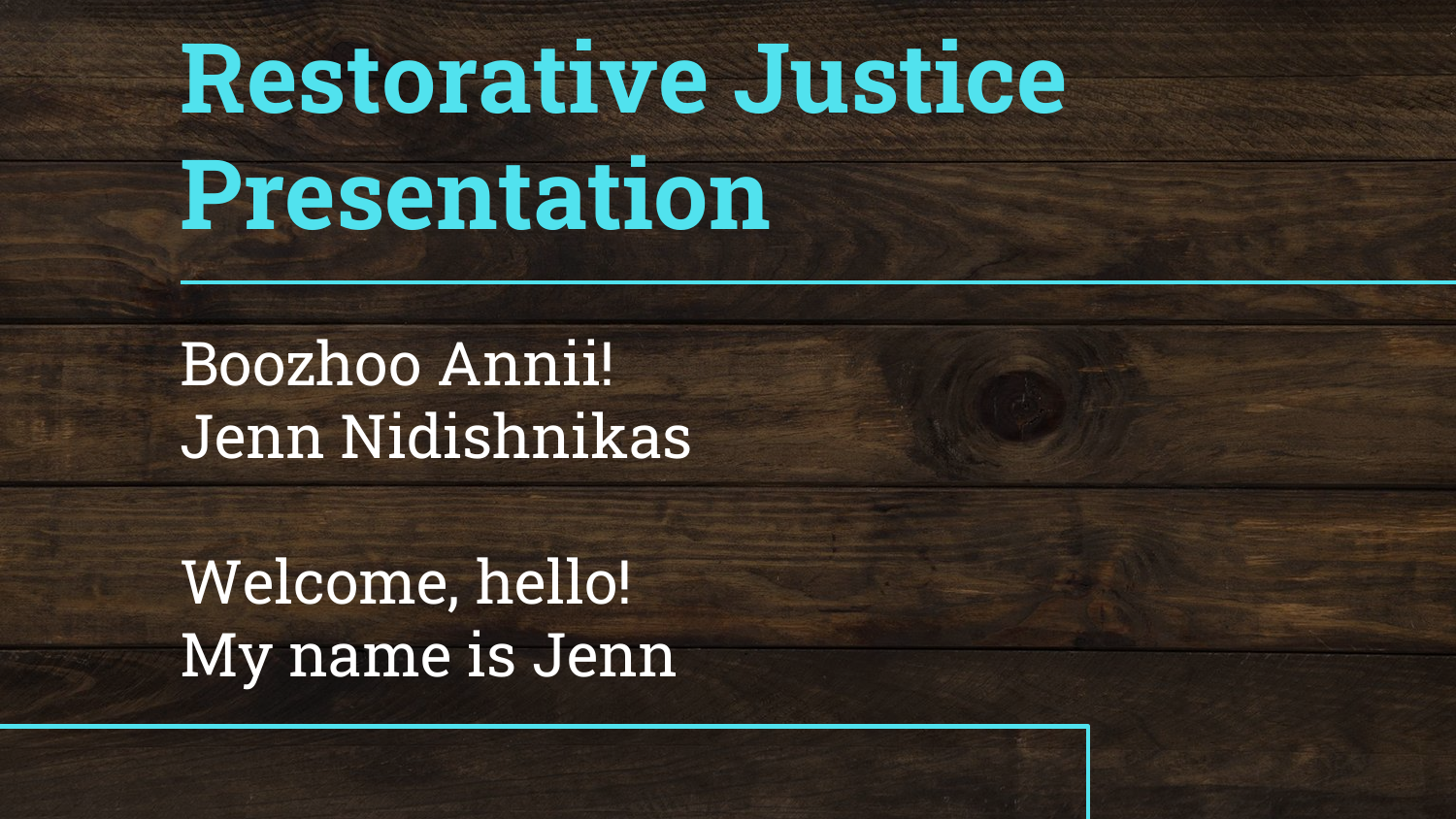# Restorative Justice Presentation

Boozhoo Annii!
Jenn Nidishnikas

Welcome, hello!
My name is Jenn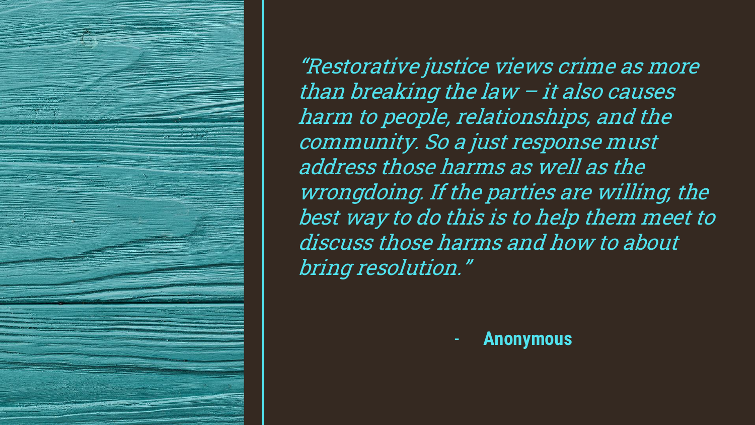*"Restorative justice views crime as more than breaking the law – it also causes harm to people, relationships, and the community. So a just response must address those harms as well as the wrongdoing. If the parties are willing, the best way to do this is to help them meet to discuss those harms and how to about bring resolution."*

- **Anonymous**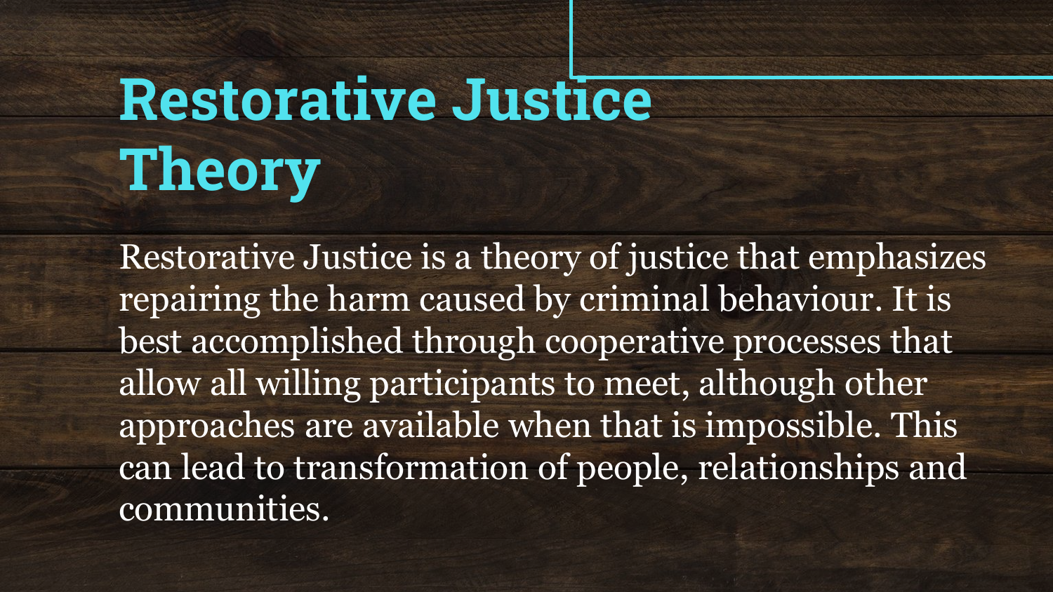# Restorative Justice Theory

Restorative Justice is a theory of justice that emphasizes repairing the harm caused by criminal behaviour. It is best accomplished through cooperative processes that allow all willing participants to meet, although other approaches are available when that is impossible. This can lead to transformation of people, relationships and communities.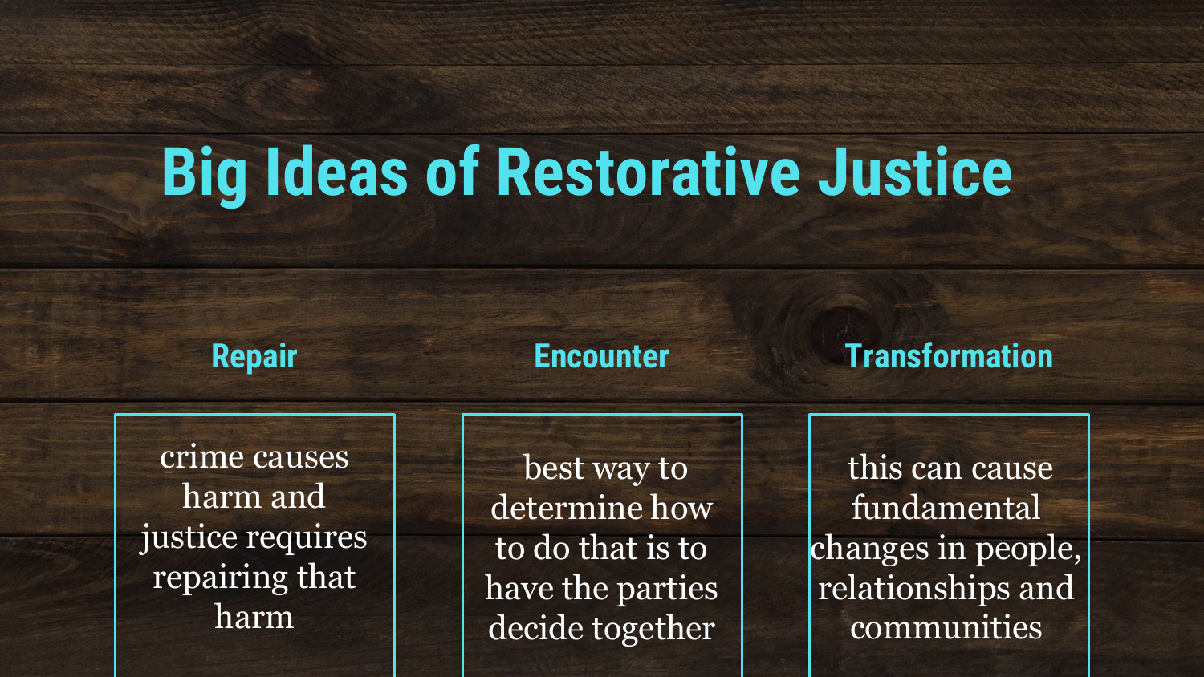# Big Ideas of Restorative Justice

### Repair

crime causes harm and justice requires repairing that harm

### Encounter

best way to determine how to do that is to have the parties decide together

### Transformation

this can cause fundamental changes in people, relationships and communities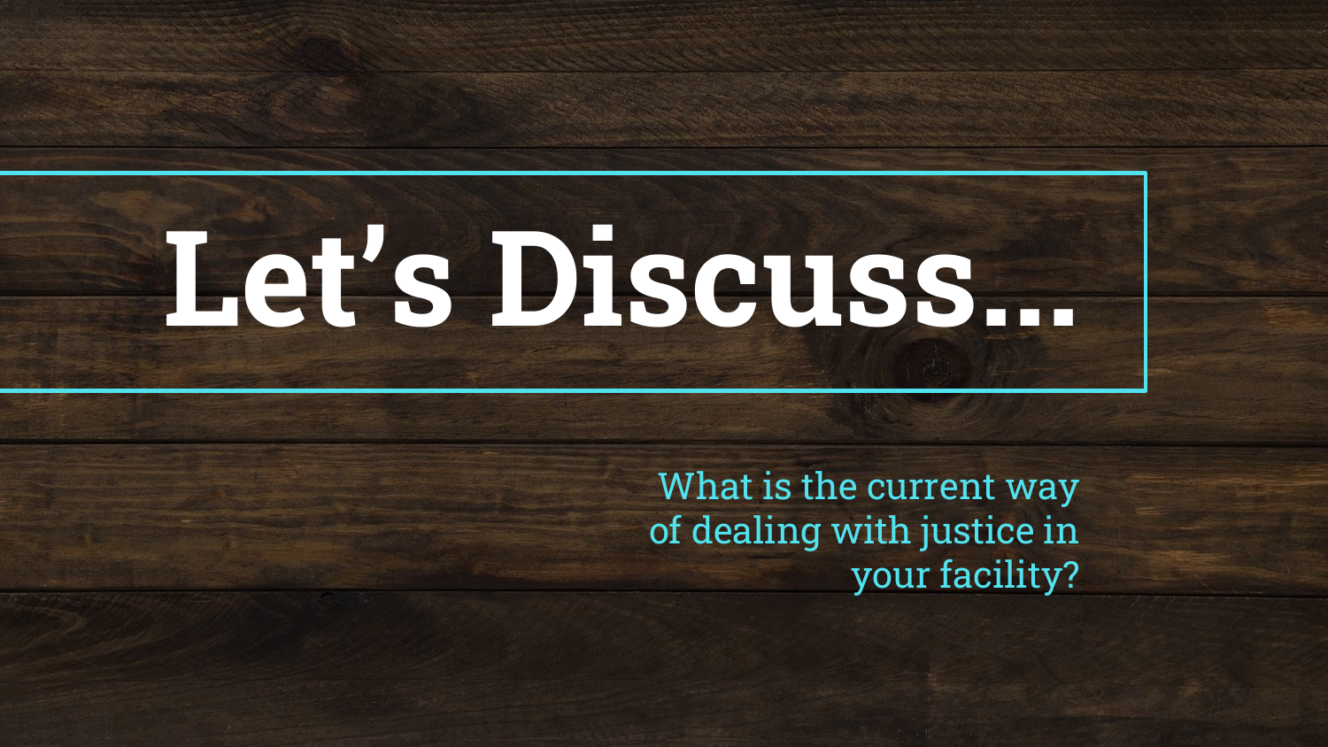# Let's Discuss...

What is the current way of dealing with justice in your facility?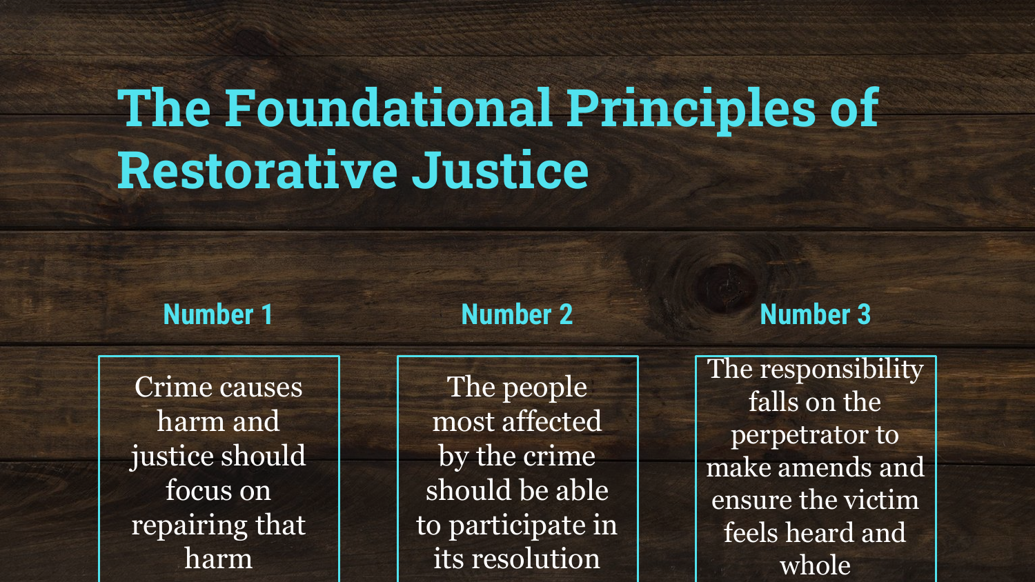# The Foundational Principles of Restorative Justice

### Number 1

Crime causes harm and justice should focus on repairing that harm

### Number 2

The people most affected by the crime should be able to participate in its resolution

### Number 3

The responsibility falls on the perpetrator to make amends and ensure the victim feels heard and whole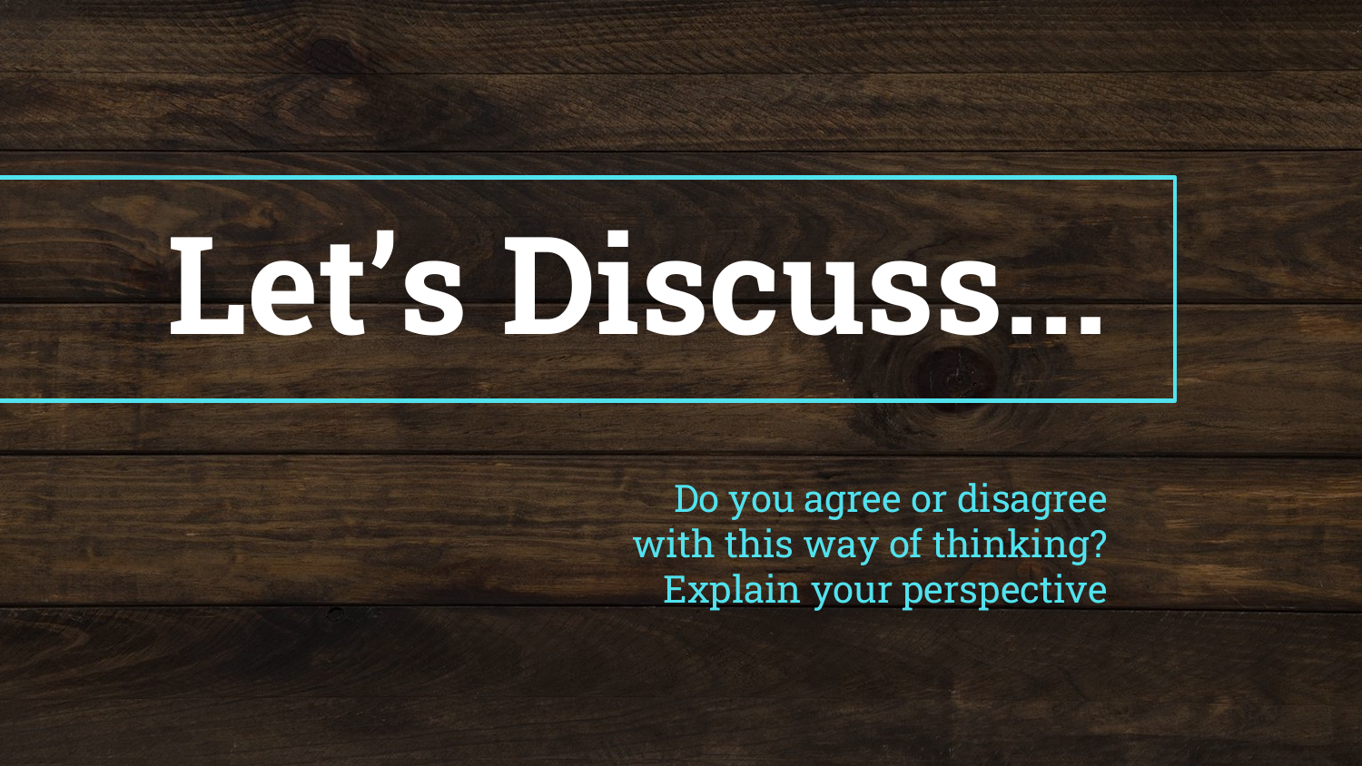# Let's Discuss...

Do you agree or disagree
with this way of thinking?
Explain your perspective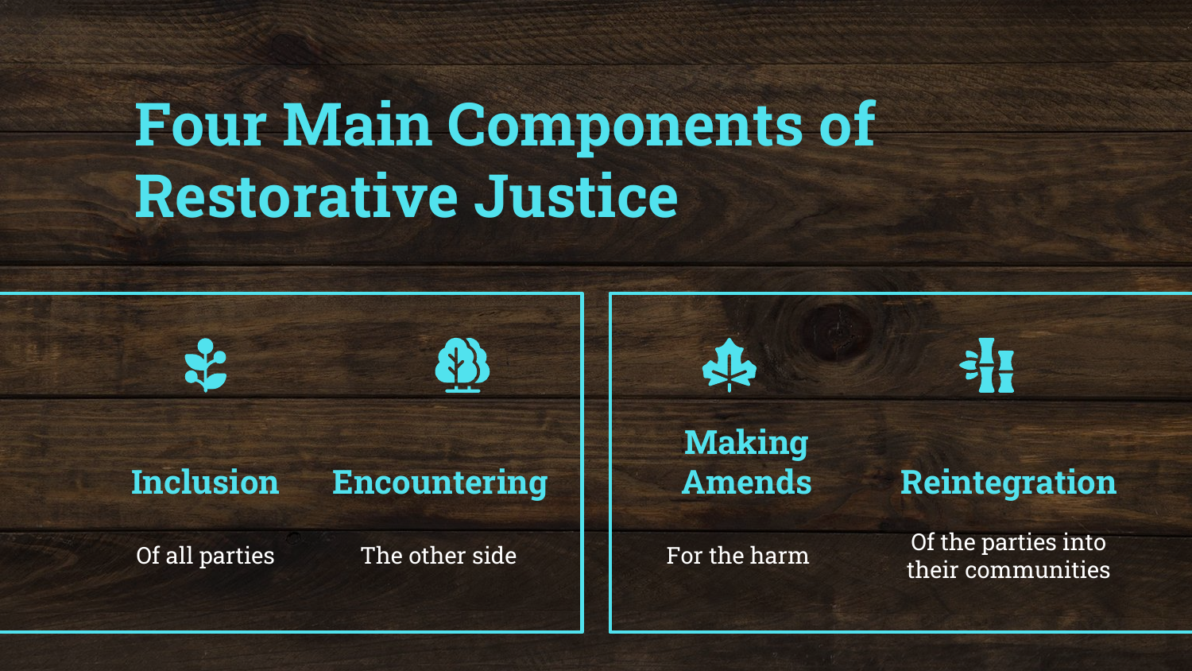# Four Main Components of Restorative Justice

### Inclusion

Of all parties

### Encountering

The other side

### Making Amends

For the harm

### Reintegration

Of the parties into their communities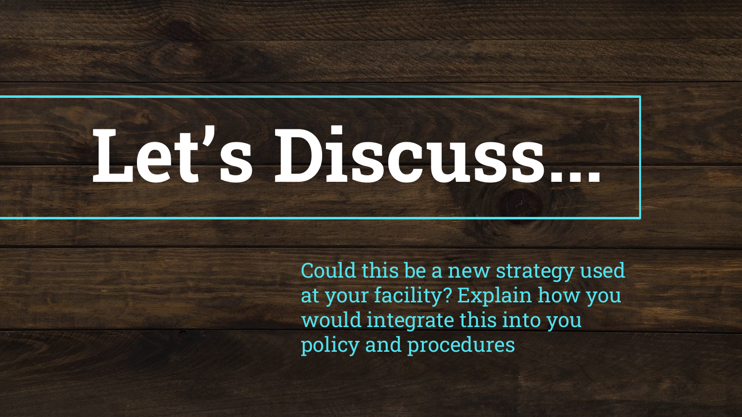# Let's Discuss...

Could this be a new strategy used at your facility? Explain how you would integrate this into you policy and procedures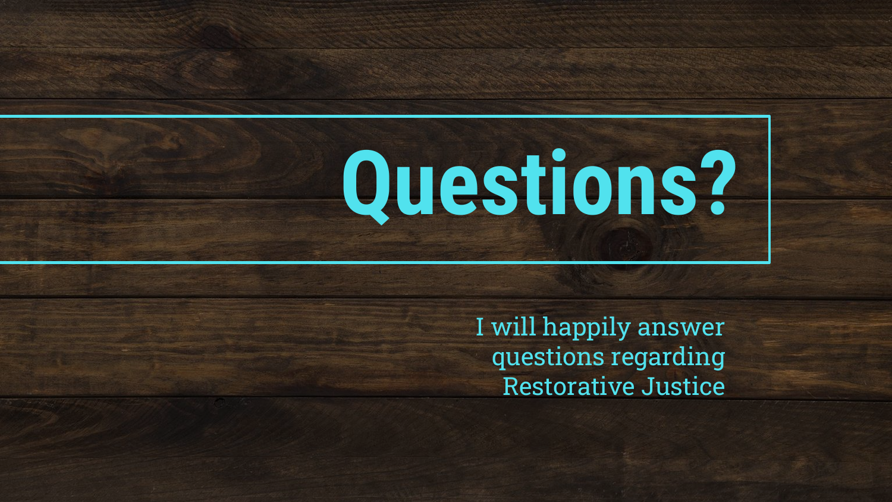# Questions?

I will happily answer questions regarding Restorative Justice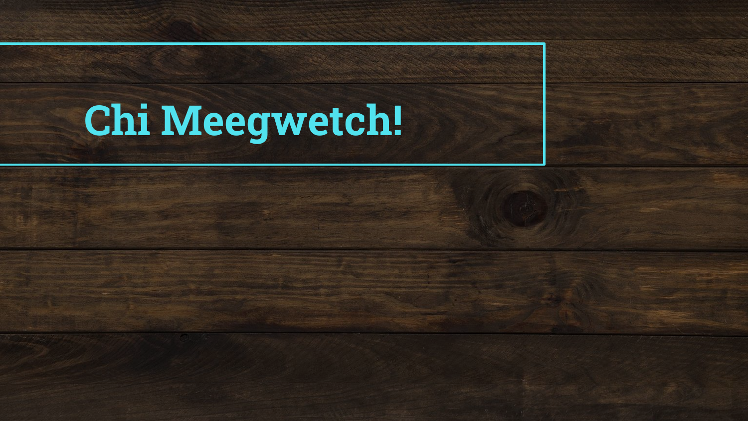# Chi Meegwetch!